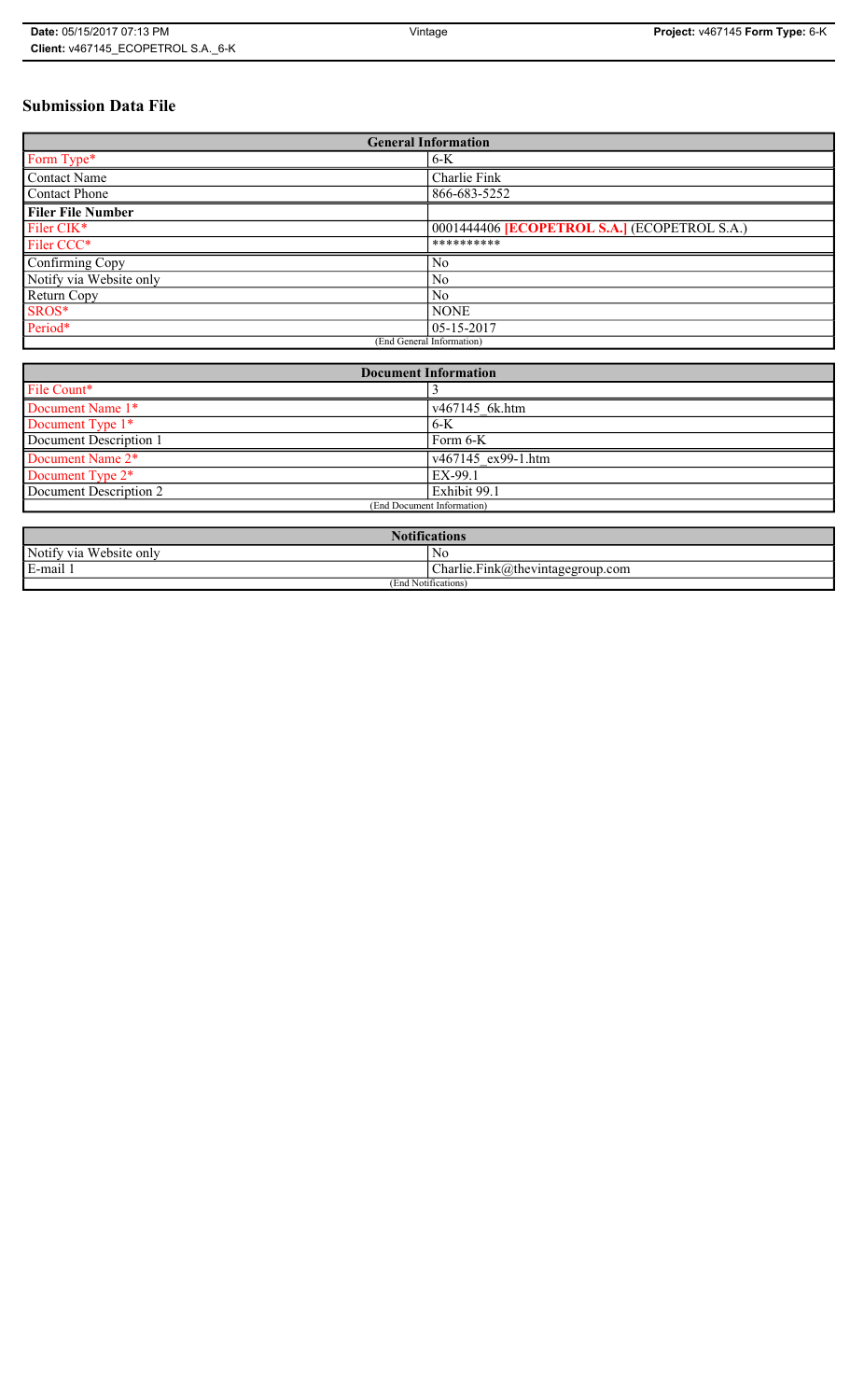# Submission Data File

| General Information | |
|---|---|
| Form Type* | 6-K |
| Contact Name | Charlie Fink |
| Contact Phone | 866-683-5252 |
| **Filer File Number** | |
| Filer CIK* | 0001444406 **[ECOPETROL S.A.]** (ECOPETROL S.A.) |
| Filer CCC* | ********** |
| Confirming Copy | No |
| Notify via Website only | No |
| Return Copy | No |
| SROS* | NONE |
| Period* | 05-15-2017 |
| (End General Information) | |

| Document Information | |
|---|---|
| File Count* | 3 |
| Document Name 1* | v467145_6k.htm |
| Document Type 1* | 6-K |
| Document Description 1 | Form 6-K |
| Document Name 2* | v467145_ex99-1.htm |
| Document Type 2* | EX-99.1 |
| Document Description 2 | Exhibit 99.1 |
| (End Document Information) | |

| Notifications | |
|---|---|
| Notify via Website only | No |
| E-mail 1 | Charlie.Fink@thevintagegroup.com |
| (End Notifications) | |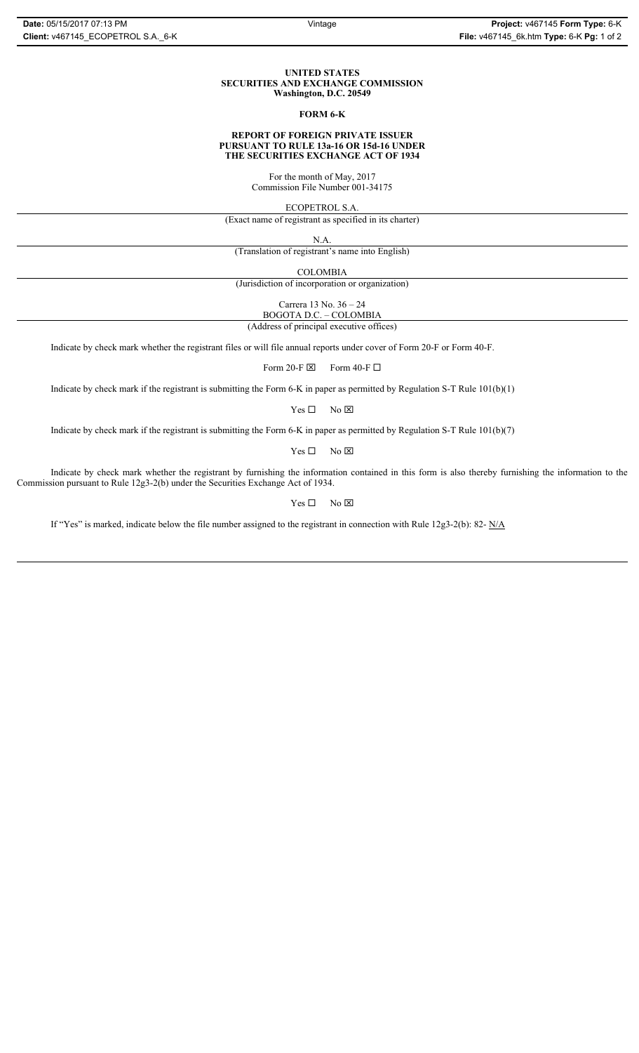**UNITED STATES**
**SECURITIES AND EXCHANGE COMMISSION**
**Washington, D.C. 20549**

**FORM 6-K**

**REPORT OF FOREIGN PRIVATE ISSUER**
**PURSUANT TO RULE 13a-16 OR 15d-16 UNDER**
**THE SECURITIES EXCHANGE ACT OF 1934**

For the month of May, 2017
Commission File Number 001-34175

ECOPETROL S.A.
(Exact name of registrant as specified in its charter)

N.A.
(Translation of registrant's name into English)

COLOMBIA
(Jurisdiction of incorporation or organization)

Carrera 13 No. 36 – 24
BOGOTA D.C. – COLOMBIA
(Address of principal executive offices)

Indicate by check mark whether the registrant files or will file annual reports under cover of Form 20-F or Form 40-F.

Form 20-F ☒ Form 40-F ☐

Indicate by check mark if the registrant is submitting the Form 6-K in paper as permitted by Regulation S-T Rule 101(b)(1)

Yes ☐ No ☒

Indicate by check mark if the registrant is submitting the Form 6-K in paper as permitted by Regulation S-T Rule 101(b)(7)

Yes ☐ No ☒

Indicate by check mark whether the registrant by furnishing the information contained in this form is also thereby furnishing the information to the Commission pursuant to Rule 12g3-2(b) under the Securities Exchange Act of 1934.

Yes ☐ No ☒

If "Yes" is marked, indicate below the file number assigned to the registrant in connection with Rule 12g3-2(b): 82- N/A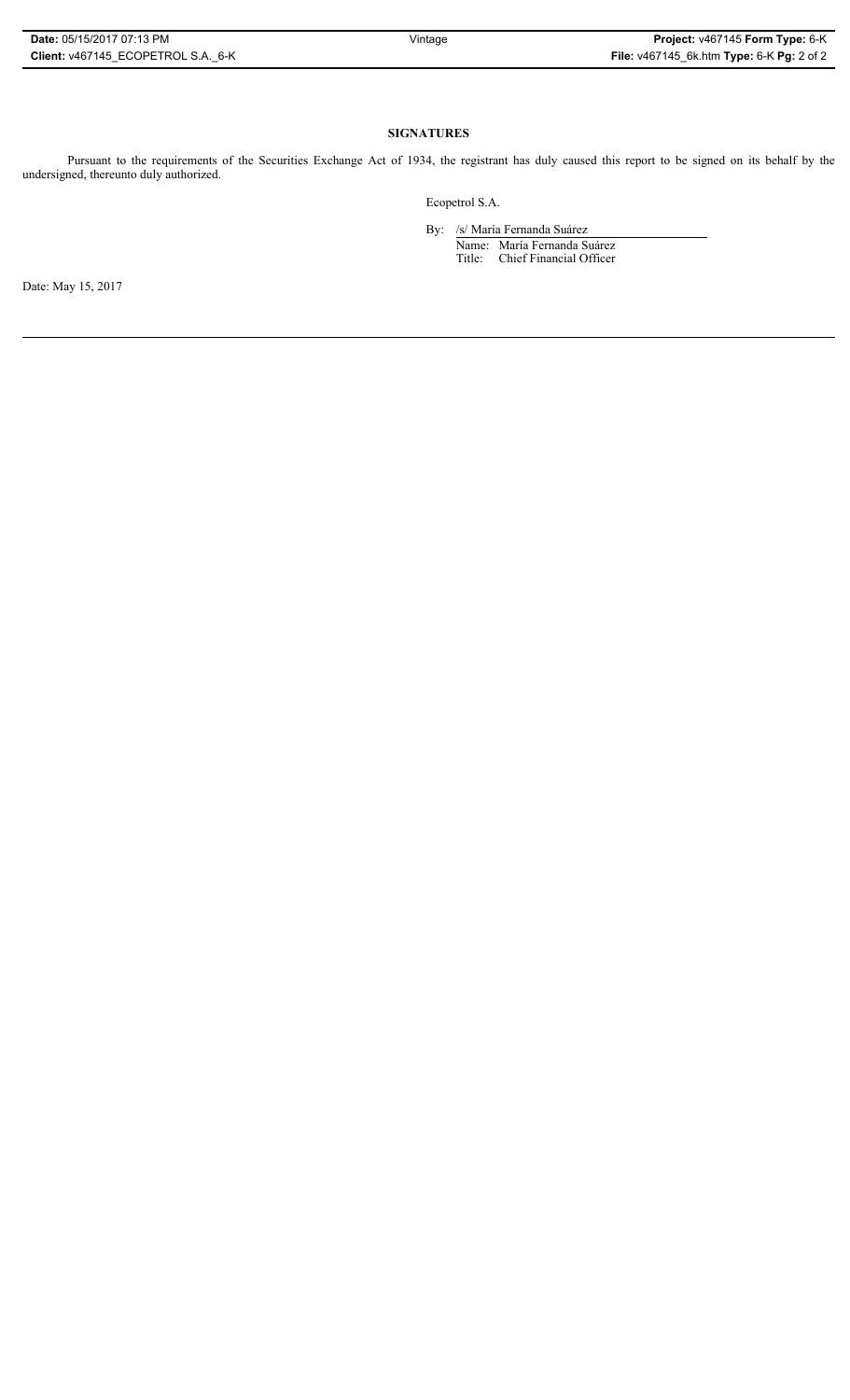**SIGNATURES**

Pursuant to the requirements of the Securities Exchange Act of 1934, the registrant has duly caused this report to be signed on its behalf by the undersigned, thereunto duly authorized.

Ecopetrol S.A.

By: /s/ María Fernanda Suárez

Name: María Fernanda Suárez

Title: Chief Financial Officer

Date: May 15, 2017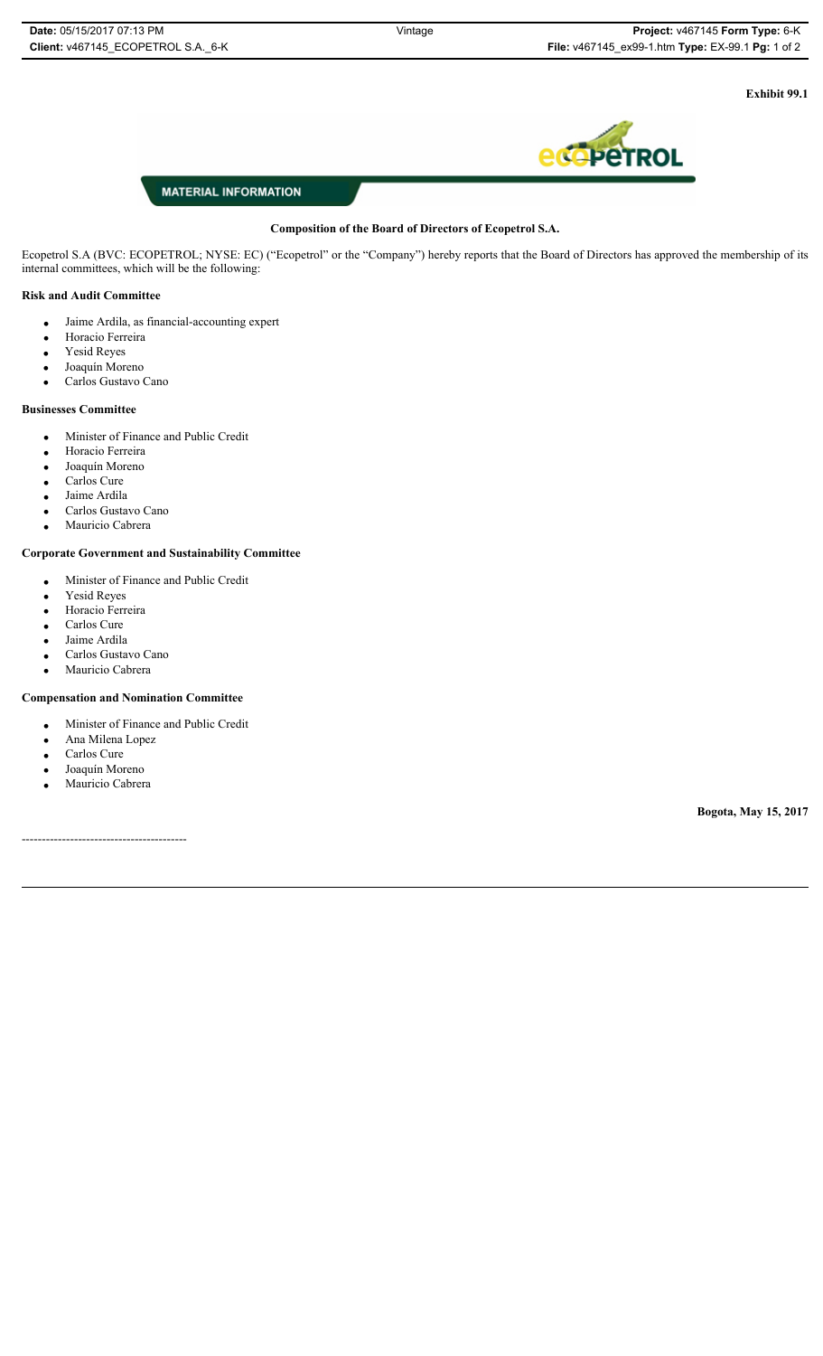**Exhibit 99.1**

**MATERIAL INFORMATION**

**Composition of the Board of Directors of Ecopetrol S.A.**

Ecopetrol S.A (BVC: ECOPETROL; NYSE: EC) ("Ecopetrol" or the "Company") hereby reports that the Board of Directors has approved the membership of its internal committees, which will be the following:

**Risk and Audit Committee**

- Jaime Ardila, as financial-accounting expert
- Horacio Ferreira
- Yesid Reyes
- Joaquín Moreno
- Carlos Gustavo Cano

**Businesses Committee**

- Minister of Finance and Public Credit
- Horacio Ferreira
- Joaquín Moreno
- Carlos Cure
- Jaime Ardila
- Carlos Gustavo Cano
- Mauricio Cabrera

**Corporate Government and Sustainability Committee**

- Minister of Finance and Public Credit
- Yesid Reyes
- Horacio Ferreira
- Carlos Cure
- Jaime Ardila
- Carlos Gustavo Cano
- Mauricio Cabrera

**Compensation and Nomination Committee**

- Minister of Finance and Public Credit
- Ana Milena Lopez
- Carlos Cure
- Joaquín Moreno
- Mauricio Cabrera

**Bogota, May 15, 2017**

----------------------------------------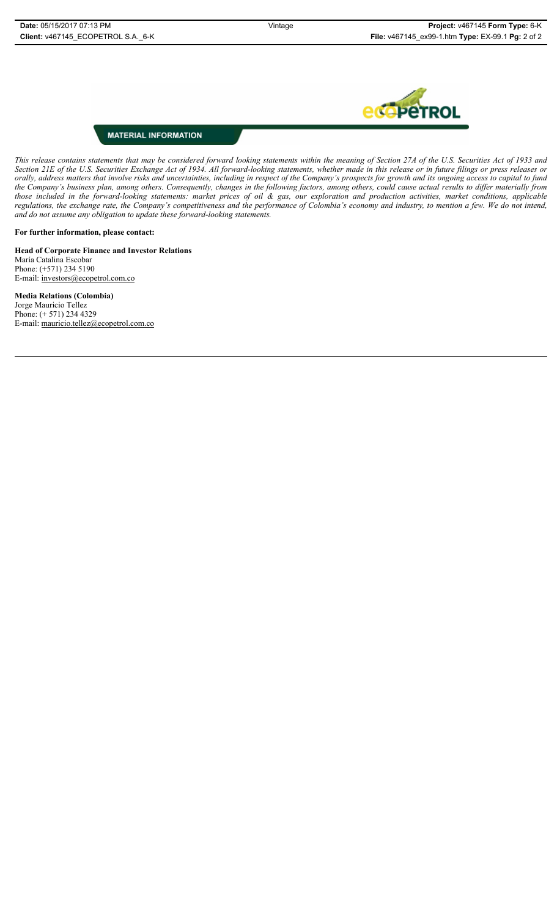**MATERIAL INFORMATION**

*This release contains statements that may be considered forward looking statements within the meaning of Section 27A of the U.S. Securities Act of 1933 and Section 21E of the U.S. Securities Exchange Act of 1934. All forward-looking statements, whether made in this release or in future filings or press releases or orally, address matters that involve risks and uncertainties, including in respect of the Company's prospects for growth and its ongoing access to capital to fund the Company's business plan, among others. Consequently, changes in the following factors, among others, could cause actual results to differ materially from those included in the forward-looking statements: market prices of oil & gas, our exploration and production activities, market conditions, applicable regulations, the exchange rate, the Company's competitiveness and the performance of Colombia's economy and industry, to mention a few. We do not intend, and do not assume any obligation to update these forward-looking statements.*

**For further information, please contact:**

**Head of Corporate Finance and Investor Relations**
María Catalina Escobar
Phone: (+571) 234 5190
E-mail: investors@ecopetrol.com.co

**Media Relations (Colombia)**
Jorge Mauricio Tellez
Phone: (+ 571) 234 4329
E-mail: mauricio.tellez@ecopetrol.com.co